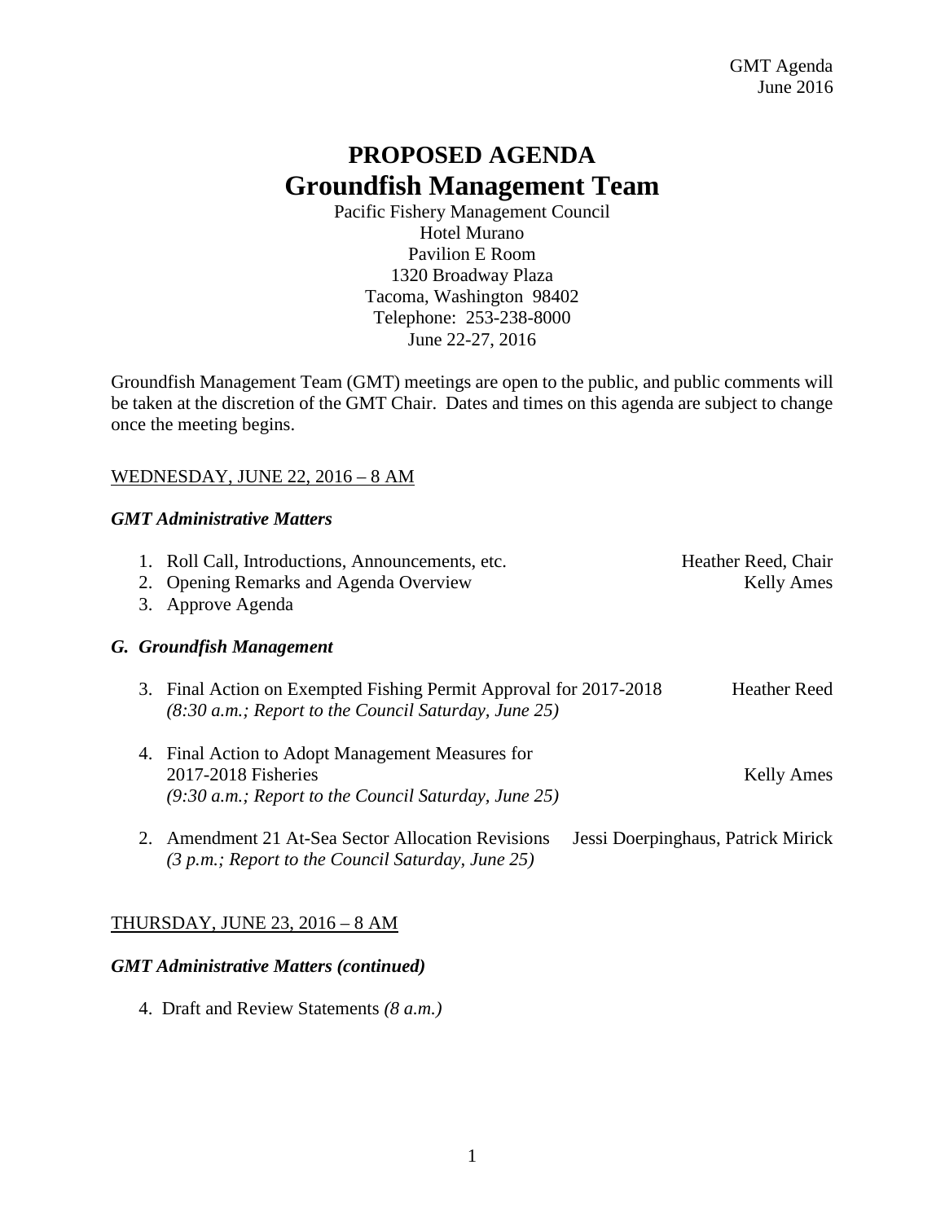# PROPOSED AGENDA
# Groundfish Management Team

Pacific Fishery Management Council
Hotel Murano
Pavilion E Room
1320 Broadway Plaza
Tacoma, Washington 98402
Telephone: 253-238-8000
June 22-27, 2016

Groundfish Management Team (GMT) meetings are open to the public, and public comments will be taken at the discretion of the GMT Chair. Dates and times on this agenda are subject to change once the meeting begins.

WEDNESDAY, JUNE 22, 2016 – 8 AM

***GMT Administrative Matters***

1. Roll Call, Introductions, Announcements, etc. — Heather Reed, Chair
2. Opening Remarks and Agenda Overview — Kelly Ames
3. Approve Agenda

***G. Groundfish Management***

3. Final Action on Exempted Fishing Permit Approval for 2017-2018 — Heather Reed
   *(8:30 a.m.; Report to the Council Saturday, June 25)*

4. Final Action to Adopt Management Measures for 2017-2018 Fisheries — Kelly Ames
   *(9:30 a.m.; Report to the Council Saturday, June 25)*

2. Amendment 21 At-Sea Sector Allocation Revisions — Jessi Doerpinghaus, Patrick Mirick
   *(3 p.m.; Report to the Council Saturday, June 25)*

THURSDAY, JUNE 23, 2016 – 8 AM

***GMT Administrative Matters (continued)***

4. Draft and Review Statements *(8 a.m.)*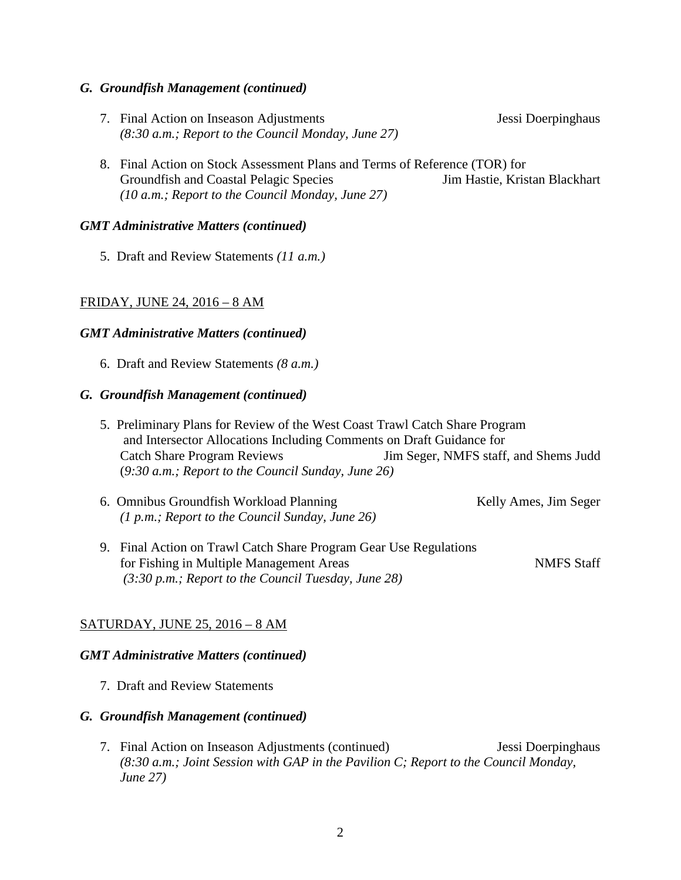### *G. Groundfish Management (continued)*

7. Final Action on Inseason Adjustments — Jessi Doerpinghaus
   *(8:30 a.m.; Report to the Council Monday, June 27)*

8. Final Action on Stock Assessment Plans and Terms of Reference (TOR) for Groundfish and Coastal Pelagic Species — Jim Hastie, Kristan Blackhart
   *(10 a.m.; Report to the Council Monday, June 27)*

### *GMT Administrative Matters (continued)*

5. Draft and Review Statements *(11 a.m.)*

## FRIDAY, JUNE 24, 2016 – 8 AM

### *GMT Administrative Matters (continued)*

6. Draft and Review Statements *(8 a.m.)*

### *G. Groundfish Management (continued)*

5. Preliminary Plans for Review of the West Coast Trawl Catch Share Program and Intersector Allocations Including Comments on Draft Guidance for Catch Share Program Reviews — Jim Seger, NMFS staff, and Shems Judd
   (*9:30 a.m.; Report to the Council Sunday, June 26)*

6. Omnibus Groundfish Workload Planning — Kelly Ames, Jim Seger
   *(1 p.m.; Report to the Council Sunday, June 26)*

9. Final Action on Trawl Catch Share Program Gear Use Regulations for Fishing in Multiple Management Areas — NMFS Staff
   *(3:30 p.m.; Report to the Council Tuesday, June 28)*

## SATURDAY, JUNE 25, 2016 – 8 AM

### *GMT Administrative Matters (continued)*

7. Draft and Review Statements

### *G. Groundfish Management (continued)*

7. Final Action on Inseason Adjustments (continued) — Jessi Doerpinghaus
   *(8:30 a.m.; Joint Session with GAP in the Pavilion C; Report to the Council Monday, June 27)*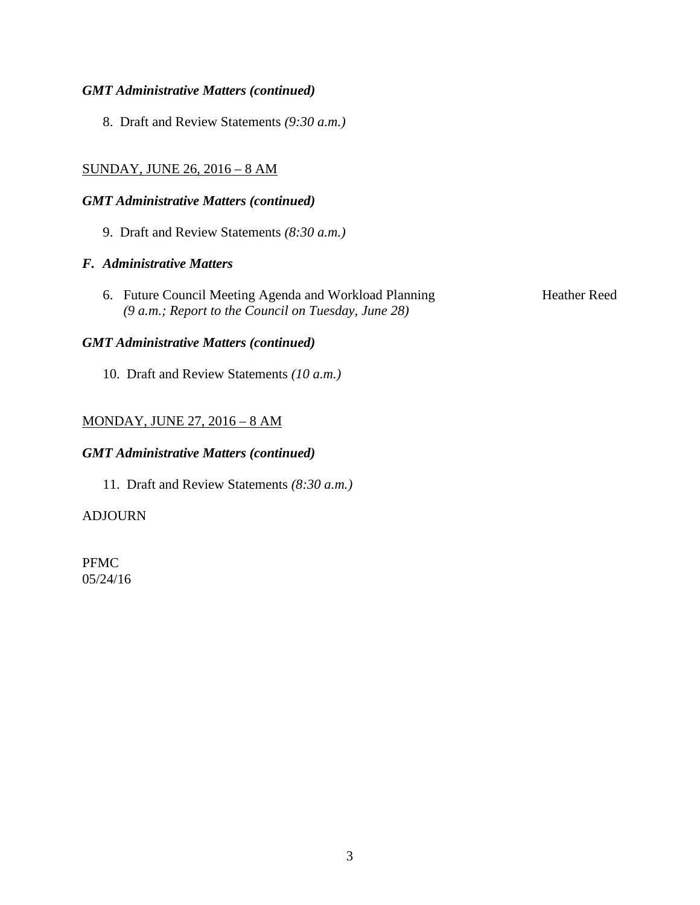***GMT Administrative Matters (continued)***

8. Draft and Review Statements *(9:30 a.m.)*

<u>SUNDAY, JUNE 26, 2016 – 8 AM</u>

***GMT Administrative Matters (continued)***

9. Draft and Review Statements *(8:30 a.m.)*

***F. Administrative Matters***

6. Future Council Meeting Agenda and Workload Planning — Heather Reed
   *(9 a.m.; Report to the Council on Tuesday, June 28)*

***GMT Administrative Matters (continued)***

10. Draft and Review Statements *(10 a.m.)*

<u>MONDAY, JUNE 27, 2016 – 8 AM</u>

***GMT Administrative Matters (continued)***

11. Draft and Review Statements *(8:30 a.m.)*

ADJOURN

PFMC
05/24/16